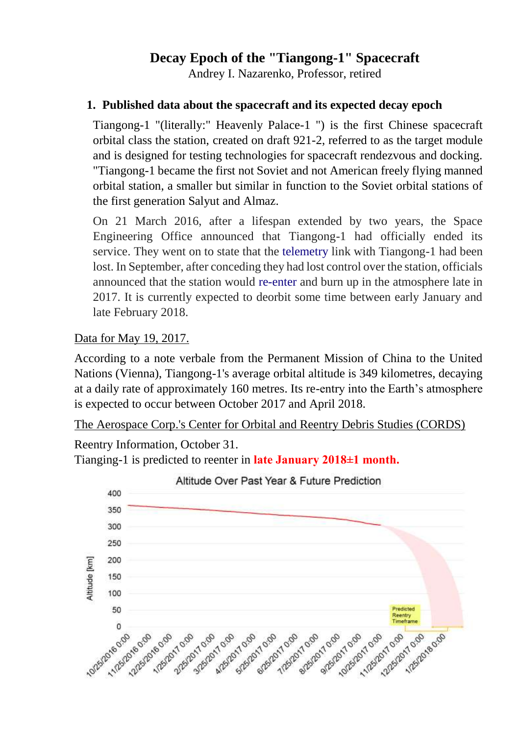# Decay Epoch of the "Tiangong-1" Spacecraft

Andrey I. Nazarenko, Professor, retired

## 1. Published data about the spacecraft and its expected decay epoch

Tiangong-1 "(literally:" Heavenly Palace-1 ") is the first Chinese spacecraft orbital class the station, created on draft 921-2, referred to as the target module and is designed for testing technologies for spacecraft rendezvous and docking. "Tiangong-1 became the first not Soviet and not American freely flying manned orbital station, a smaller but similar in function to the Soviet orbital stations of the first generation Salyut and Almaz.

On 21 March 2016, after a lifespan extended by two years, the Space Engineering Office announced that Tiangong-1 had officially ended its service. They went on to state that the telemetry link with Tiangong-1 had been lost. In September, after conceding they had lost control over the station, officials announced that the station would re-enter and burn up in the atmosphere late in 2017. It is currently expected to deorbit some time between early January and late February 2018.

Data for May 19, 2017.

According to a note verbale from the Permanent Mission of China to the United Nations (Vienna), Tiangong-1's average orbital altitude is 349 kilometres, decaying at a daily rate of approximately 160 metres. Its re-entry into the Earth's atmosphere is expected to occur between October 2017 and April 2018.

The Aerospace Corp.'s Center for Orbital and Reentry Debris Studies (CORDS)

Reentry Information, October 31.
Tianging-1 is predicted to reenter in **late January 2018±1 month.**

Altitude Over Past Year & Future Prediction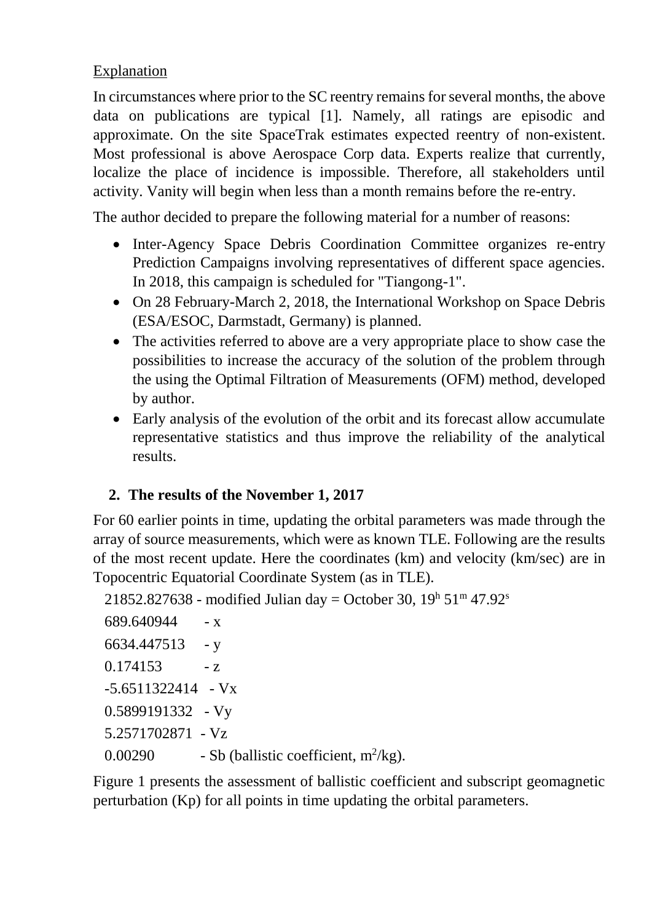Explanation

In circumstances where prior to the SC reentry remains for several months, the above data on publications are typical [1]. Namely, all ratings are episodic and approximate. On the site SpaceTrak estimates expected reentry of non-existent. Most professional is above Aerospace Corp data. Experts realize that currently, localize the place of incidence is impossible. Therefore, all stakeholders until activity. Vanity will begin when less than a month remains before the re-entry.

The author decided to prepare the following material for a number of reasons:

- Inter-Agency Space Debris Coordination Committee organizes re-entry Prediction Campaigns involving representatives of different space agencies. In 2018, this campaign is scheduled for "Tiangong-1".
- On 28 February-March 2, 2018, the International Workshop on Space Debris (ESA/ESOC, Darmstadt, Germany) is planned.
- The activities referred to above are a very appropriate place to show case the possibilities to increase the accuracy of the solution of the problem through the using the Optimal Filtration of Measurements (OFM) method, developed by author.
- Early analysis of the evolution of the orbit and its forecast allow accumulate representative statistics and thus improve the reliability of the analytical results.

## 2. The results of the November 1, 2017

For 60 earlier points in time, updating the orbital parameters was made through the array of source measurements, which were as known TLE. Following are the results of the most recent update. Here the coordinates (km) and velocity (km/sec) are in Topocentric Equatorial Coordinate System (as in TLE).

21852.827638 - modified Julian day = October 30, $19^h\ 51^m\ 47.92^s$

689.640944 - x

6634.447513 - y

0.174153 - z

-5.6511322414 - Vx

0.5899191332 - Vy

5.2571702871 - Vz

0.00290 - Sb (ballistic coefficient, $m^2/kg$).

Figure 1 presents the assessment of ballistic coefficient and subscript geomagnetic perturbation (Kp) for all points in time updating the orbital parameters.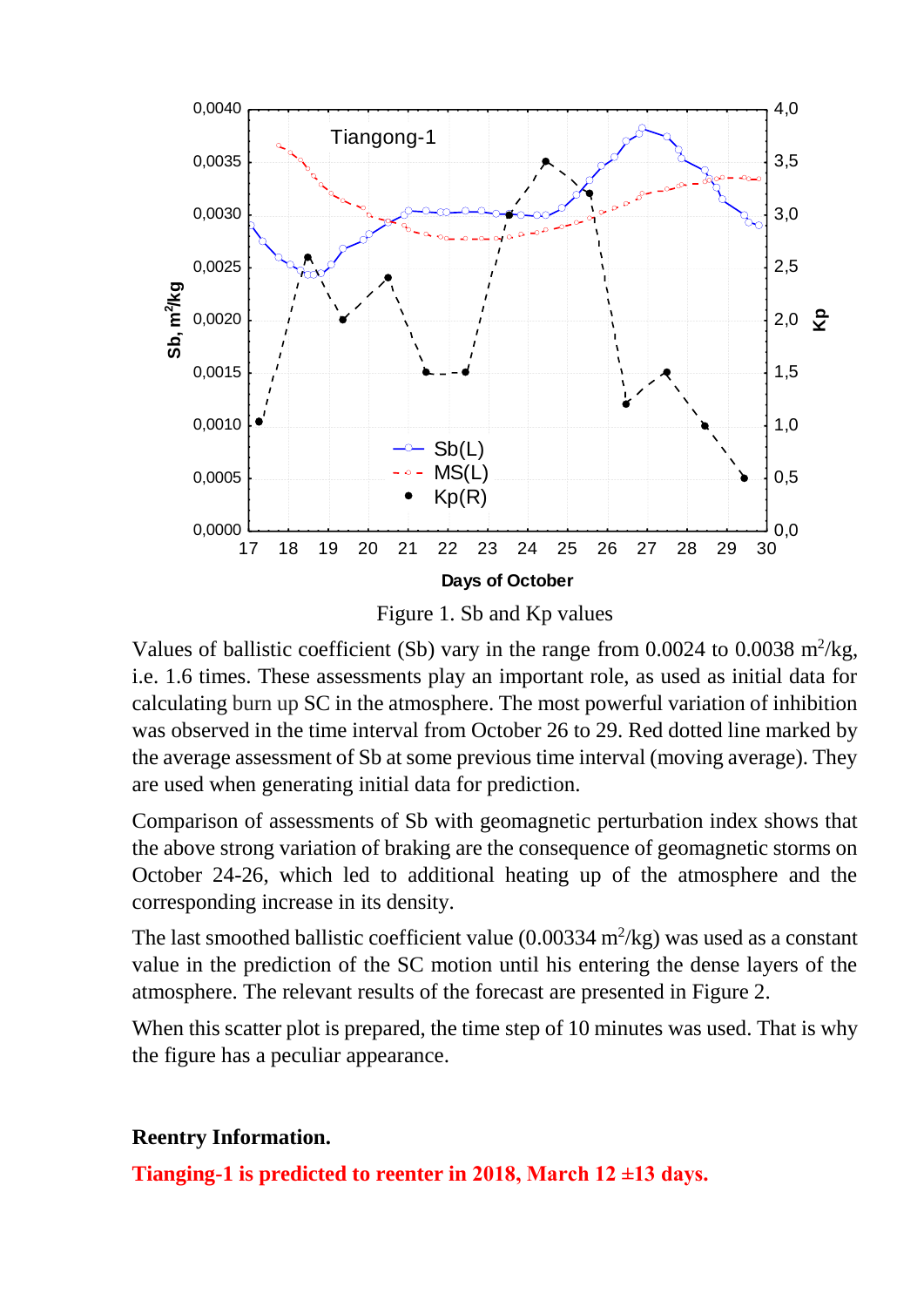Figure 1. Sb and Kp values

Values of ballistic coefficient (Sb) vary in the range from 0.0024 to 0.0038 $m^2/kg$, i.e. 1.6 times. These assessments play an important role, as used as initial data for calculating burn up SC in the atmosphere. The most powerful variation of inhibition was observed in the time interval from October 26 to 29. Red dotted line marked by the average assessment of Sb at some previous time interval (moving average). They are used when generating initial data for prediction.

Comparison of assessments of Sb with geomagnetic perturbation index shows that the above strong variation of braking are the consequence of geomagnetic storms on October 24-26, which led to additional heating up of the atmosphere and the corresponding increase in its density.

The last smoothed ballistic coefficient value (0.00334 $m^2/kg$) was used as a constant value in the prediction of the SC motion until his entering the dense layers of the atmosphere. The relevant results of the forecast are presented in Figure 2.

When this scatter plot is prepared, the time step of 10 minutes was used. That is why the figure has a peculiar appearance.

**Reentry Information.**

**Tianging-1 is predicted to reenter in 2018, March 12 ±13 days.**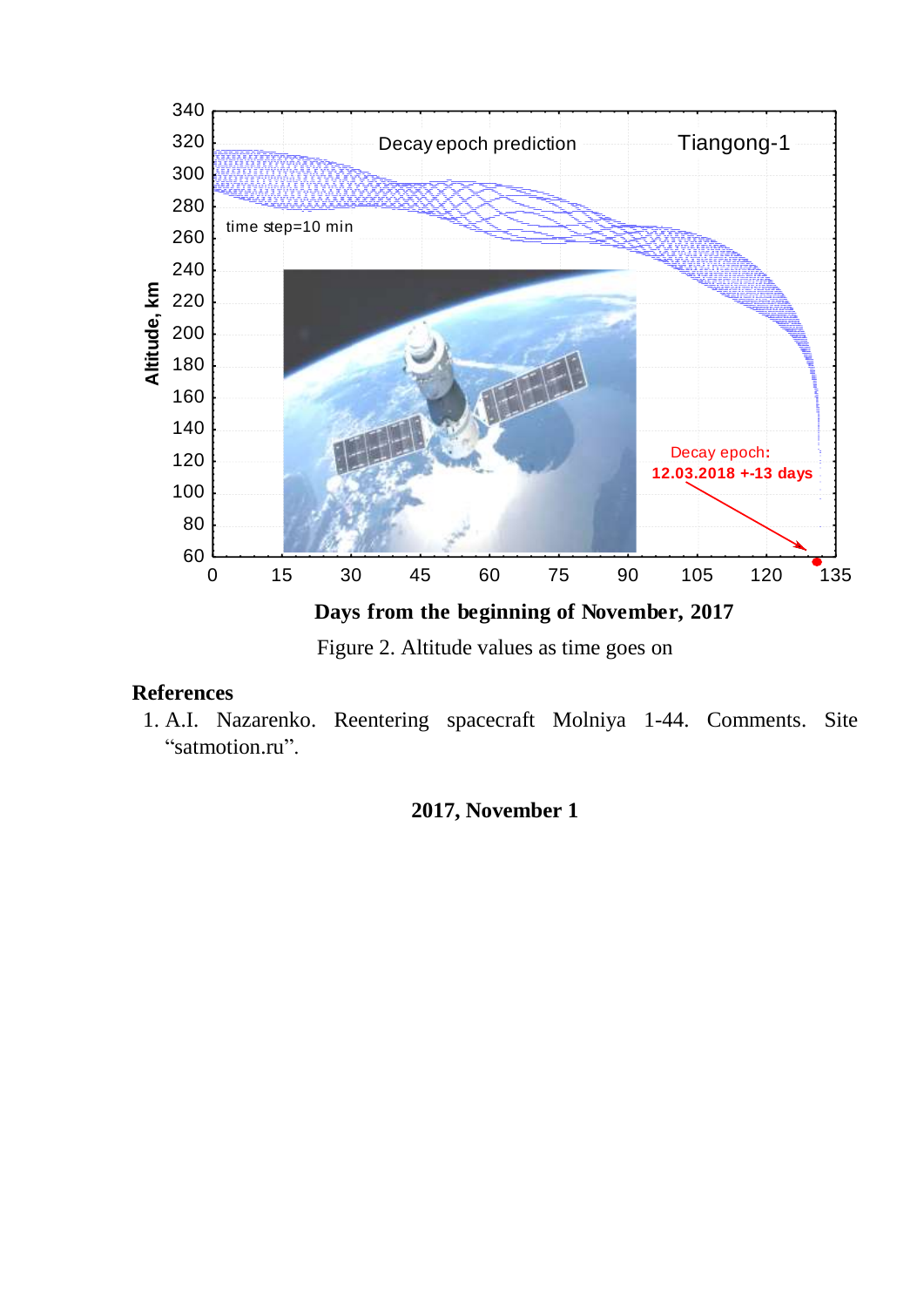Decay epoch prediction

Tiangong-1

time step=10 min

Decay epoch:
12.03.2018 +-13 days

Altitude, km

340
320
300
280
260
240
220
200
180
160
140
120
100
80
60

0 15 30 45 60 75 90 105 120 135

**Days from the beginning of November, 2017**

Figure 2. Altitude values as time goes on

**References**

1. A.I. Nazarenko. Reentering spacecraft Molniya 1-44. Comments. Site "satmotion.ru".

**2017, November 1**